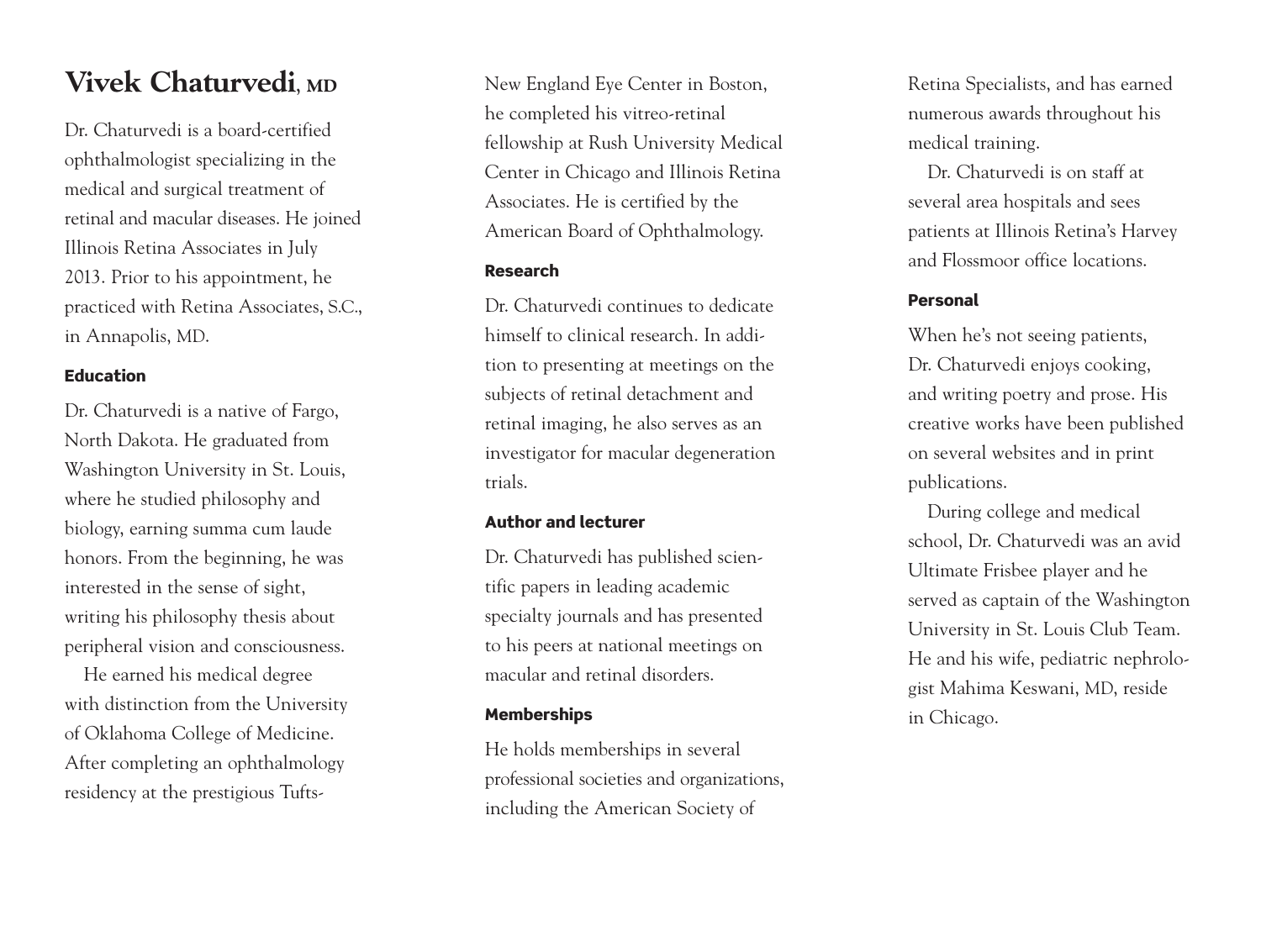# Vivek Chaturvedi, MD

Dr. Chaturvedi is a board-certified ophthalmologist specializing in the medical and surgical treatment of retinal and macular diseases. He joined Illinois Retina Associates in July 2013. Prior to his appointment, he practiced with Retina Associates, S.C., in Annapolis, MD.

## Education

Dr. Chaturvedi is a native of Fargo, North Dakota. He graduated from Washington University in St. Louis, where he studied philosophy and biology, earning summa cum laude honors. From the beginning, he was interested in the sense of sight, writing his philosophy thesis about peripheral vision and consciousness.

He earned his medical degree with distinction from the University of Oklahoma College of Medicine. After completing an ophthalmology residency at the prestigious Tufts-New England Eye Center in Boston, he completed his vitreo-retinal fellowship at Rush University Medical Center in Chicago and Illinois Retina Associates. He is certified by the American Board of Ophthalmology.

## Research

Dr. Chaturvedi continues to dedicate himself to clinical research. In addition to presenting at meetings on the subjects of retinal detachment and retinal imaging, he also serves as an investigator for macular degeneration trials.

## Author and lecturer

Dr. Chaturvedi has published scientific papers in leading academic specialty journals and has presented to his peers at national meetings on macular and retinal disorders.

## Memberships

He holds memberships in several professional societies and organizations, including the American Society of Retina Specialists, and has earned numerous awards throughout his medical training.

Dr. Chaturvedi is on staff at several area hospitals and sees patients at Illinois Retina's Harvey and Flossmoor office locations.

## Personal

When he's not seeing patients, Dr. Chaturvedi enjoys cooking, and writing poetry and prose. His creative works have been published on several websites and in print publications.

During college and medical school, Dr. Chaturvedi was an avid Ultimate Frisbee player and he served as captain of the Washington University in St. Louis Club Team. He and his wife, pediatric nephrologist Mahima Keswani, MD, reside in Chicago.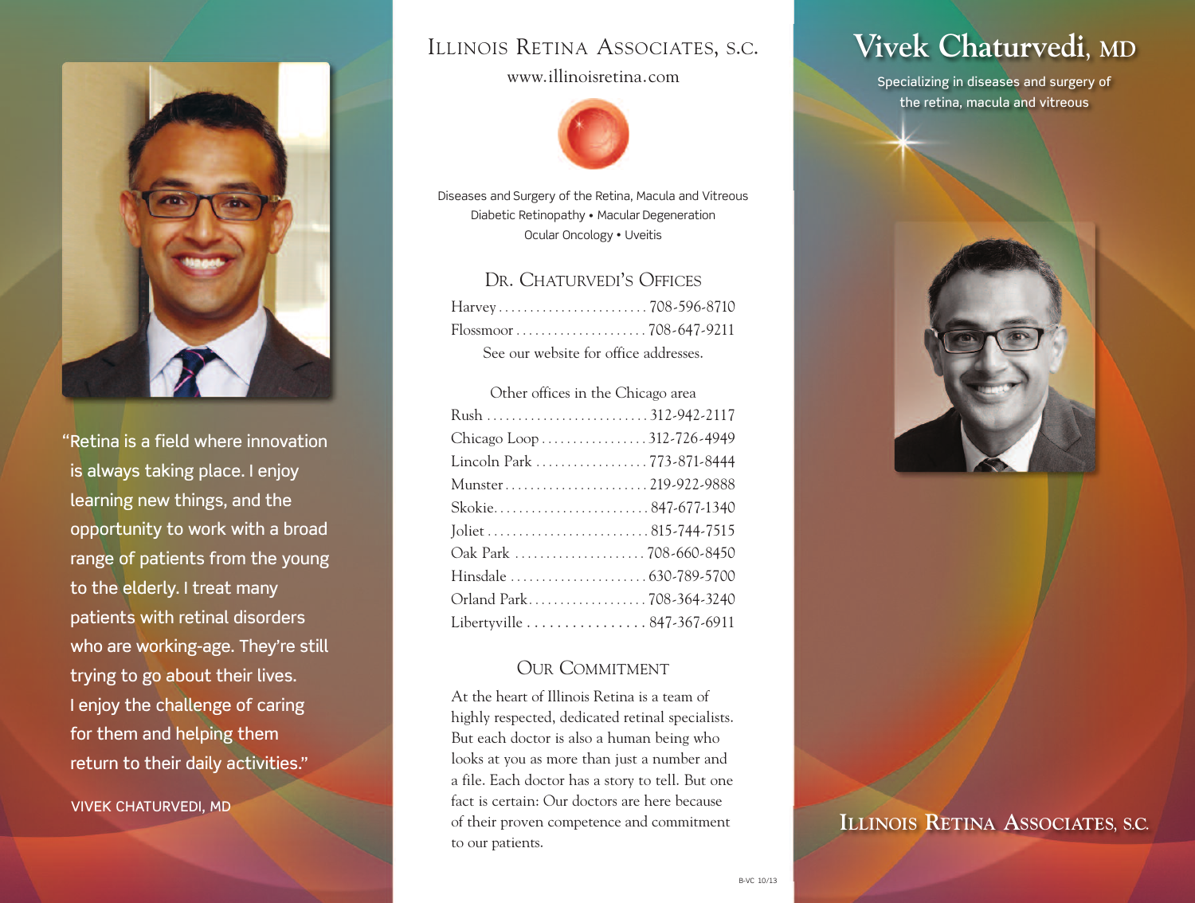"Retina is a field where innovation is always taking place. I enjoy learning new things, and the opportunity to work with a broad range of patients from the young to the elderly. I treat many patients with retinal disorders who are working-age. They're still trying to go about their lives. I enjoy the challenge of caring for them and helping them return to their daily activities."

VIVEK CHATURVEDI, MD

# Illinois Retina Associates, S.C.

www.illinoisretina.com

Diseases and Surgery of the Retina, Macula and Vitreous
Diabetic Retinopathy • Macular Degeneration
Ocular Oncology • Uveitis

## Dr. Chaturvedi's Offices

Harvey ........................ 708-596-8710
Flossmoor ..................... 708-647-9211

See our website for office addresses.

Other offices in the Chicago area

Rush .......................... 312-942-2117
Chicago Loop .................. 312-726-4949
Lincoln Park .................. 773-871-8444
Munster ....................... 219-922-9888
Skokie......................... 847-677-1340
Joliet ........................ 815-744-7515
Oak Park ...................... 708-660-8450
Hinsdale ...................... 630-789-5700
Orland Park.................... 708-364-3240
Libertyville .................. 847-367-6911

## Our Commitment

At the heart of Illinois Retina is a team of highly respected, dedicated retinal specialists. But each doctor is also a human being who looks at you as more than just a number and a file. Each doctor has a story to tell. But one fact is certain: Our doctors are here because of their proven competence and commitment to our patients.

B-VC 10/13

# Vivek Chaturvedi, MD

Specializing in diseases and surgery of the retina, macula and vitreous

Illinois Retina Associates, S.C.